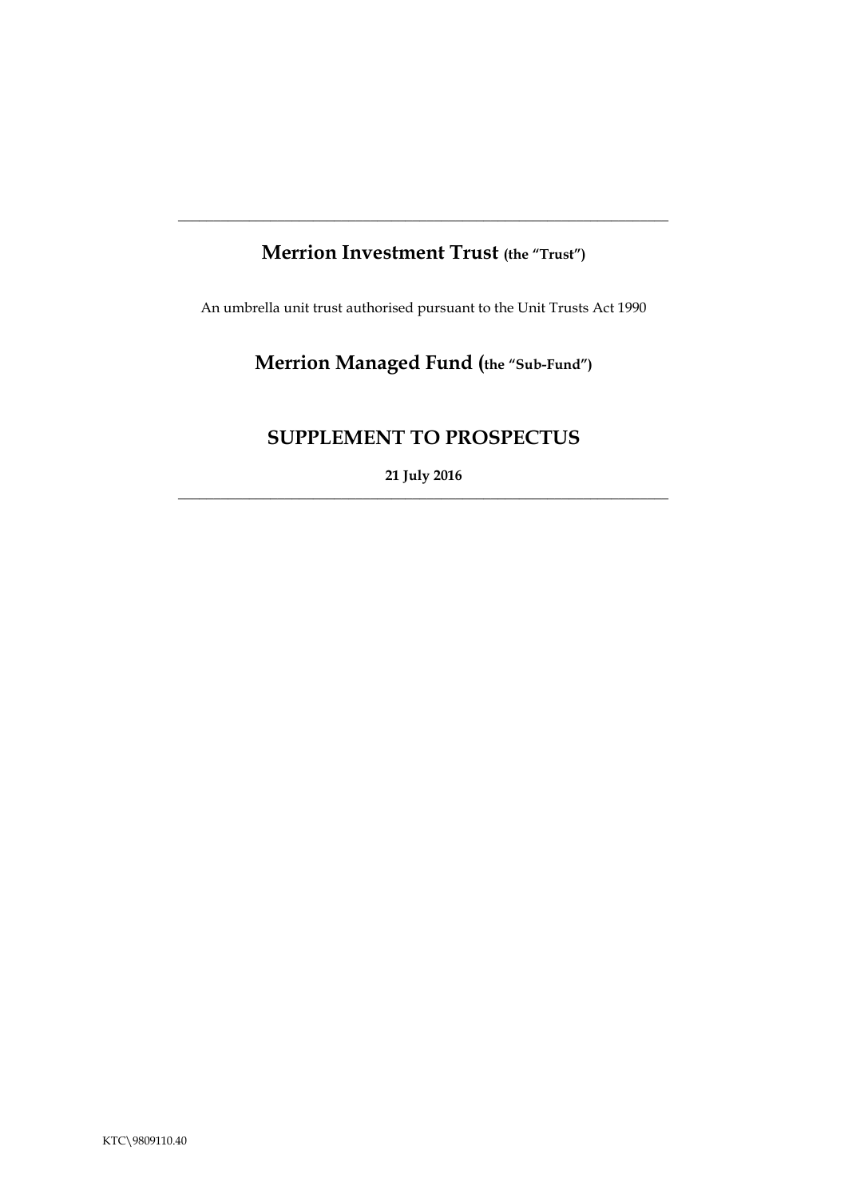---

# Merrion Investment Trust (the "Trust")

An umbrella unit trust authorised pursuant to the Unit Trusts Act 1990

# Merrion Managed Fund (the "Sub-Fund")

## SUPPLEMENT TO PROSPECTUS

**21 July 2016**

---

KTC\9809110.40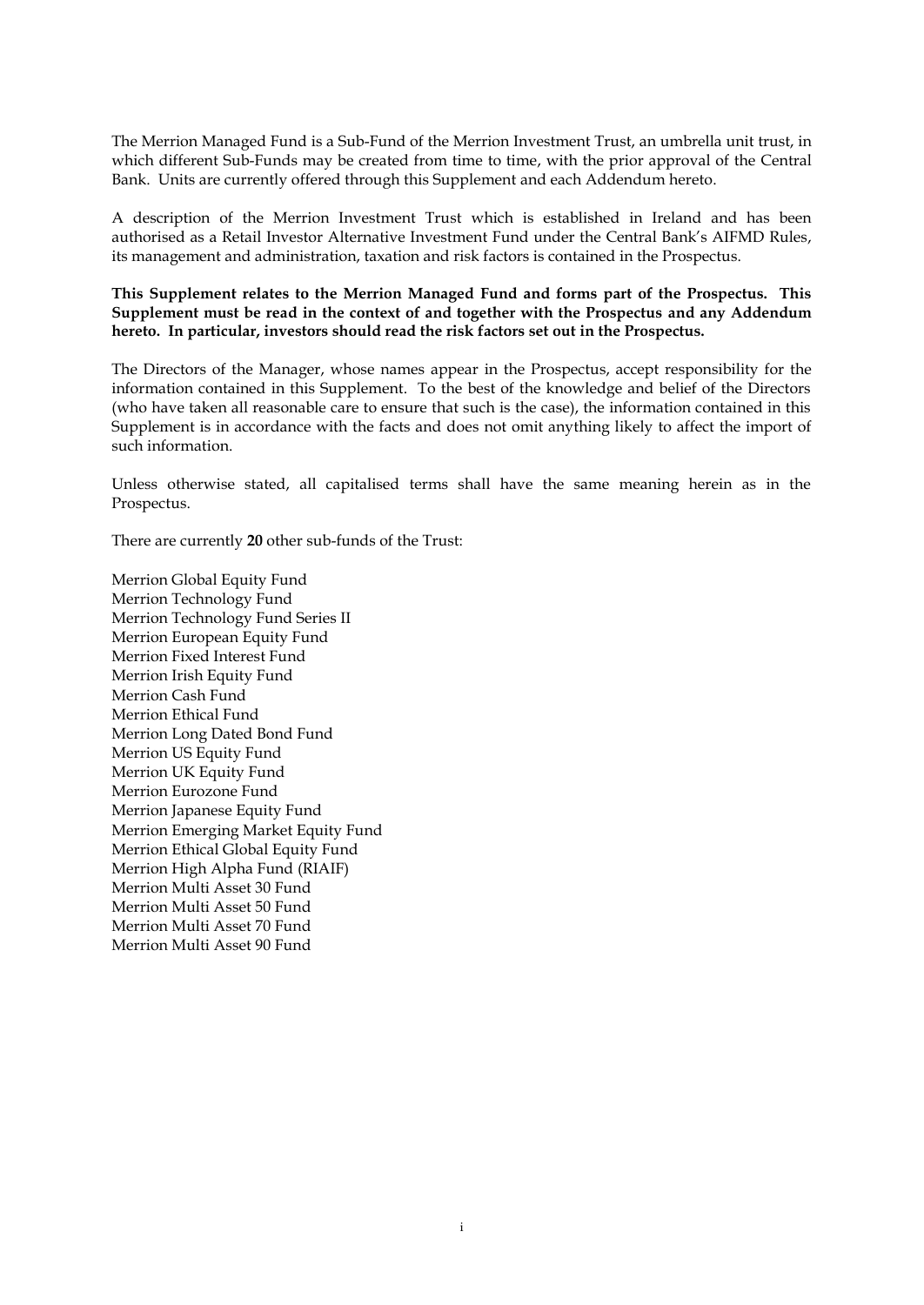The Merrion Managed Fund is a Sub-Fund of the Merrion Investment Trust, an umbrella unit trust, in which different Sub-Funds may be created from time to time, with the prior approval of the Central Bank. Units are currently offered through this Supplement and each Addendum hereto.

A description of the Merrion Investment Trust which is established in Ireland and has been authorised as a Retail Investor Alternative Investment Fund under the Central Bank's AIFMD Rules, its management and administration, taxation and risk factors is contained in the Prospectus.

**This Supplement relates to the Merrion Managed Fund and forms part of the Prospectus. This Supplement must be read in the context of and together with the Prospectus and any Addendum hereto. In particular, investors should read the risk factors set out in the Prospectus.**

The Directors of the Manager, whose names appear in the Prospectus, accept responsibility for the information contained in this Supplement. To the best of the knowledge and belief of the Directors (who have taken all reasonable care to ensure that such is the case), the information contained in this Supplement is in accordance with the facts and does not omit anything likely to affect the import of such information.

Unless otherwise stated, all capitalised terms shall have the same meaning herein as in the Prospectus.

There are currently **20** other sub-funds of the Trust:

Merrion Global Equity Fund
Merrion Technology Fund
Merrion Technology Fund Series II
Merrion European Equity Fund
Merrion Fixed Interest Fund
Merrion Irish Equity Fund
Merrion Cash Fund
Merrion Ethical Fund
Merrion Long Dated Bond Fund
Merrion US Equity Fund
Merrion UK Equity Fund
Merrion Eurozone Fund
Merrion Japanese Equity Fund
Merrion Emerging Market Equity Fund
Merrion Ethical Global Equity Fund
Merrion High Alpha Fund (RIAIF)
Merrion Multi Asset 30 Fund
Merrion Multi Asset 50 Fund
Merrion Multi Asset 70 Fund
Merrion Multi Asset 90 Fund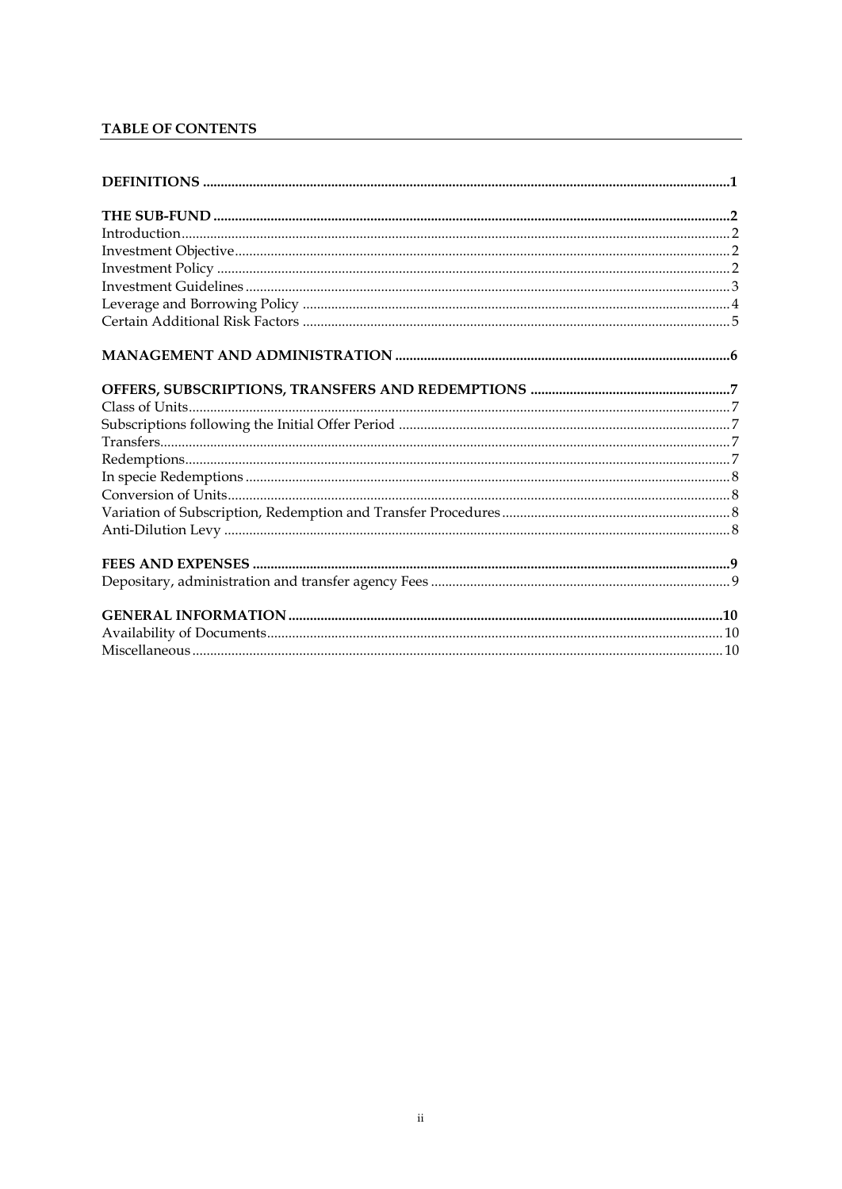**TABLE OF CONTENTS**

| | |
|---|---|
| **DEFINITIONS** | **1** |
| **THE SUB-FUND** | **2** |
| Introduction | 2 |
| Investment Objective | 2 |
| Investment Policy | 2 |
| Investment Guidelines | 3 |
| Leverage and Borrowing Policy | 4 |
| Certain Additional Risk Factors | 5 |
| **MANAGEMENT AND ADMINISTRATION** | **6** |
| **OFFERS, SUBSCRIPTIONS, TRANSFERS AND REDEMPTIONS** | **7** |
| Class of Units | 7 |
| Subscriptions following the Initial Offer Period | 7 |
| Transfers | 7 |
| Redemptions | 7 |
| In specie Redemptions | 8 |
| Conversion of Units | 8 |
| Variation of Subscription, Redemption and Transfer Procedures | 8 |
| Anti-Dilution Levy | 8 |
| **FEES AND EXPENSES** | **9** |
| Depositary, administration and transfer agency Fees | 9 |
| **GENERAL INFORMATION** | **10** |
| Availability of Documents | 10 |
| Miscellaneous | 10 |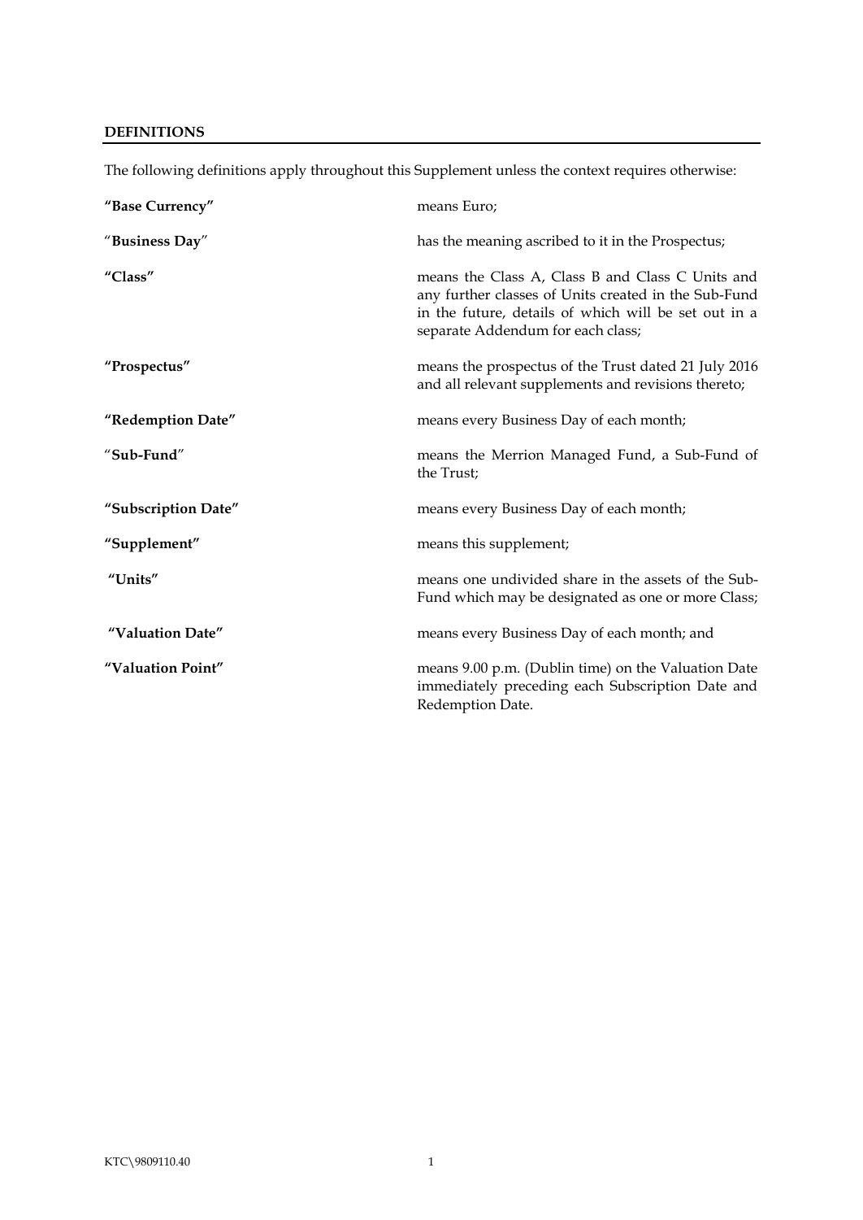## DEFINITIONS

The following definitions apply throughout this Supplement unless the context requires otherwise:

| | |
|---|---|
| **"Base Currency"** | means Euro; |
| **"Business Day"** | has the meaning ascribed to it in the Prospectus; |
| **"Class"** | means the Class A, Class B and Class C Units and any further classes of Units created in the Sub-Fund in the future, details of which will be set out in a separate Addendum for each class; |
| **"Prospectus"** | means the prospectus of the Trust dated 21 July 2016 and all relevant supplements and revisions thereto; |
| **"Redemption Date"** | means every Business Day of each month; |
| **"Sub-Fund"** | means the Merrion Managed Fund, a Sub-Fund of the Trust; |
| **"Subscription Date"** | means every Business Day of each month; |
| **"Supplement"** | means this supplement; |
| **"Units"** | means one undivided share in the assets of the Sub-Fund which may be designated as one or more Class; |
| **"Valuation Date"** | means every Business Day of each month; and |
| **"Valuation Point"** | means 9.00 p.m. (Dublin time) on the Valuation Date immediately preceding each Subscription Date and Redemption Date. |

KTC\9809110.40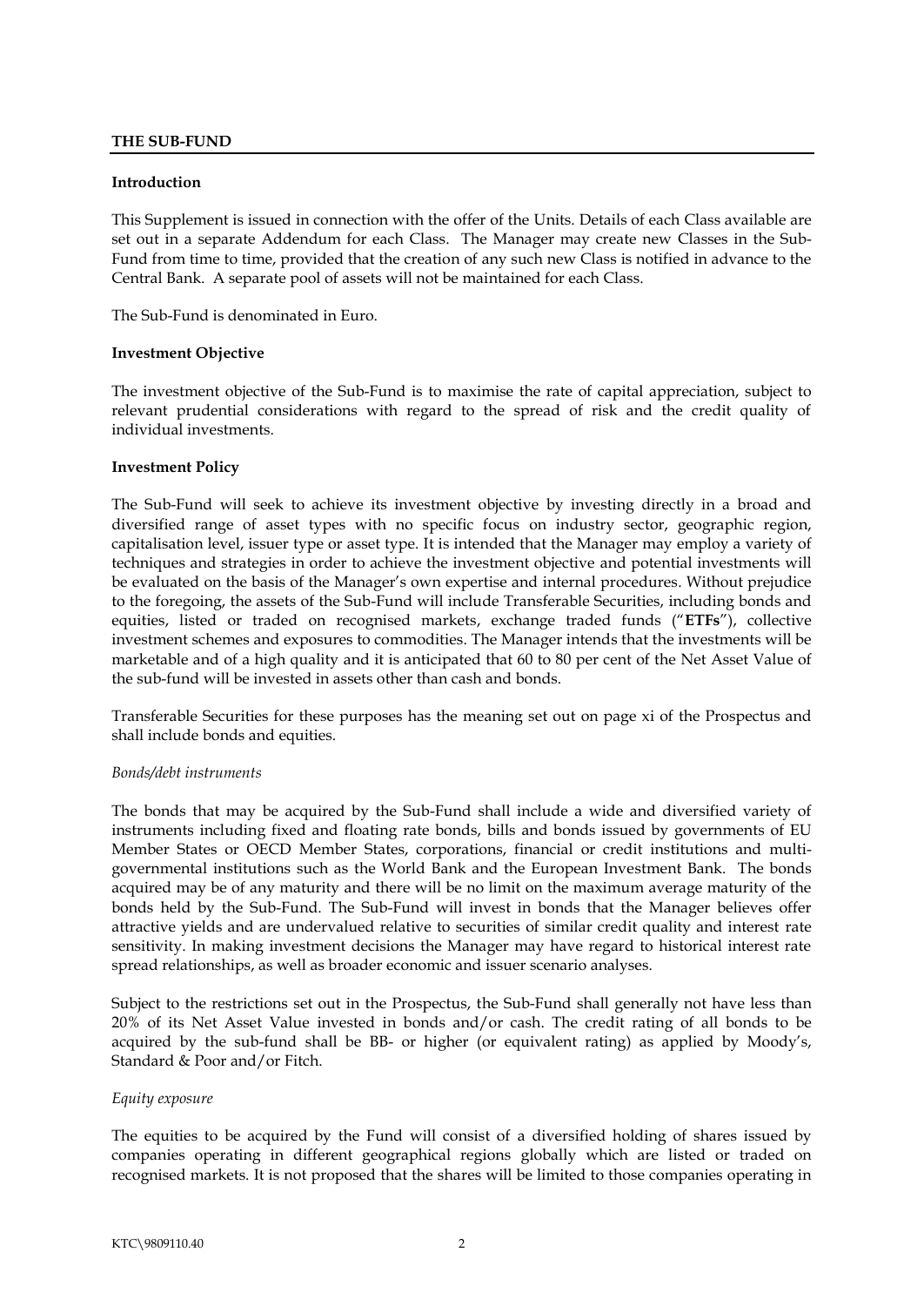## THE SUB-FUND

**Introduction**

This Supplement is issued in connection with the offer of the Units. Details of each Class available are set out in a separate Addendum for each Class. The Manager may create new Classes in the Sub-Fund from time to time, provided that the creation of any such new Class is notified in advance to the Central Bank. A separate pool of assets will not be maintained for each Class.

The Sub-Fund is denominated in Euro.

**Investment Objective**

The investment objective of the Sub-Fund is to maximise the rate of capital appreciation, subject to relevant prudential considerations with regard to the spread of risk and the credit quality of individual investments.

**Investment Policy**

The Sub-Fund will seek to achieve its investment objective by investing directly in a broad and diversified range of asset types with no specific focus on industry sector, geographic region, capitalisation level, issuer type or asset type. It is intended that the Manager may employ a variety of techniques and strategies in order to achieve the investment objective and potential investments will be evaluated on the basis of the Manager's own expertise and internal procedures. Without prejudice to the foregoing, the assets of the Sub-Fund will include Transferable Securities, including bonds and equities, listed or traded on recognised markets, exchange traded funds ("**ETFs**"), collective investment schemes and exposures to commodities. The Manager intends that the investments will be marketable and of a high quality and it is anticipated that 60 to 80 per cent of the Net Asset Value of the sub-fund will be invested in assets other than cash and bonds.

Transferable Securities for these purposes has the meaning set out on page xi of the Prospectus and shall include bonds and equities.

*Bonds/debt instruments*

The bonds that may be acquired by the Sub-Fund shall include a wide and diversified variety of instruments including fixed and floating rate bonds, bills and bonds issued by governments of EU Member States or OECD Member States, corporations, financial or credit institutions and multi-governmental institutions such as the World Bank and the European Investment Bank. The bonds acquired may be of any maturity and there will be no limit on the maximum average maturity of the bonds held by the Sub-Fund. The Sub-Fund will invest in bonds that the Manager believes offer attractive yields and are undervalued relative to securities of similar credit quality and interest rate sensitivity. In making investment decisions the Manager may have regard to historical interest rate spread relationships, as well as broader economic and issuer scenario analyses.

Subject to the restrictions set out in the Prospectus, the Sub-Fund shall generally not have less than 20% of its Net Asset Value invested in bonds and/or cash. The credit rating of all bonds to be acquired by the sub-fund shall be BB- or higher (or equivalent rating) as applied by Moody's, Standard & Poor and/or Fitch.

*Equity exposure*

The equities to be acquired by the Fund will consist of a diversified holding of shares issued by companies operating in different geographical regions globally which are listed or traded on recognised markets. It is not proposed that the shares will be limited to those companies operating in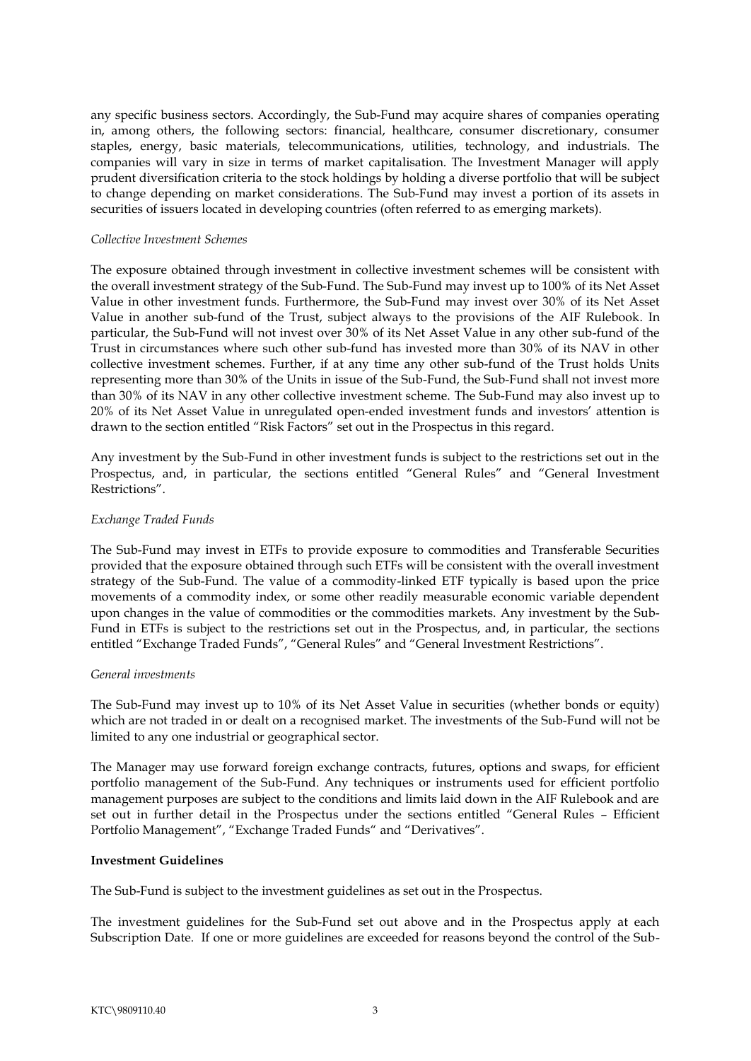any specific business sectors. Accordingly, the Sub-Fund may acquire shares of companies operating in, among others, the following sectors: financial, healthcare, consumer discretionary, consumer staples, energy, basic materials, telecommunications, utilities, technology, and industrials. The companies will vary in size in terms of market capitalisation. The Investment Manager will apply prudent diversification criteria to the stock holdings by holding a diverse portfolio that will be subject to change depending on market considerations. The Sub-Fund may invest a portion of its assets in securities of issuers located in developing countries (often referred to as emerging markets).

*Collective Investment Schemes*

The exposure obtained through investment in collective investment schemes will be consistent with the overall investment strategy of the Sub-Fund. The Sub-Fund may invest up to 100% of its Net Asset Value in other investment funds. Furthermore, the Sub-Fund may invest over 30% of its Net Asset Value in another sub-fund of the Trust, subject always to the provisions of the AIF Rulebook. In particular, the Sub-Fund will not invest over 30% of its Net Asset Value in any other sub-fund of the Trust in circumstances where such other sub-fund has invested more than 30% of its NAV in other collective investment schemes. Further, if at any time any other sub-fund of the Trust holds Units representing more than 30% of the Units in issue of the Sub-Fund, the Sub-Fund shall not invest more than 30% of its NAV in any other collective investment scheme. The Sub-Fund may also invest up to 20% of its Net Asset Value in unregulated open-ended investment funds and investors' attention is drawn to the section entitled "Risk Factors" set out in the Prospectus in this regard.

Any investment by the Sub-Fund in other investment funds is subject to the restrictions set out in the Prospectus, and, in particular, the sections entitled "General Rules" and "General Investment Restrictions".

*Exchange Traded Funds*

The Sub-Fund may invest in ETFs to provide exposure to commodities and Transferable Securities provided that the exposure obtained through such ETFs will be consistent with the overall investment strategy of the Sub-Fund. The value of a commodity-linked ETF typically is based upon the price movements of a commodity index, or some other readily measurable economic variable dependent upon changes in the value of commodities or the commodities markets. Any investment by the Sub-Fund in ETFs is subject to the restrictions set out in the Prospectus, and, in particular, the sections entitled "Exchange Traded Funds", "General Rules" and "General Investment Restrictions".

*General investments*

The Sub-Fund may invest up to 10% of its Net Asset Value in securities (whether bonds or equity) which are not traded in or dealt on a recognised market. The investments of the Sub-Fund will not be limited to any one industrial or geographical sector.

The Manager may use forward foreign exchange contracts, futures, options and swaps, for efficient portfolio management of the Sub-Fund. Any techniques or instruments used for efficient portfolio management purposes are subject to the conditions and limits laid down in the AIF Rulebook and are set out in further detail in the Prospectus under the sections entitled "General Rules – Efficient Portfolio Management", "Exchange Traded Funds" and "Derivatives".

**Investment Guidelines**

The Sub-Fund is subject to the investment guidelines as set out in the Prospectus.

The investment guidelines for the Sub-Fund set out above and in the Prospectus apply at each Subscription Date. If one or more guidelines are exceeded for reasons beyond the control of the Sub-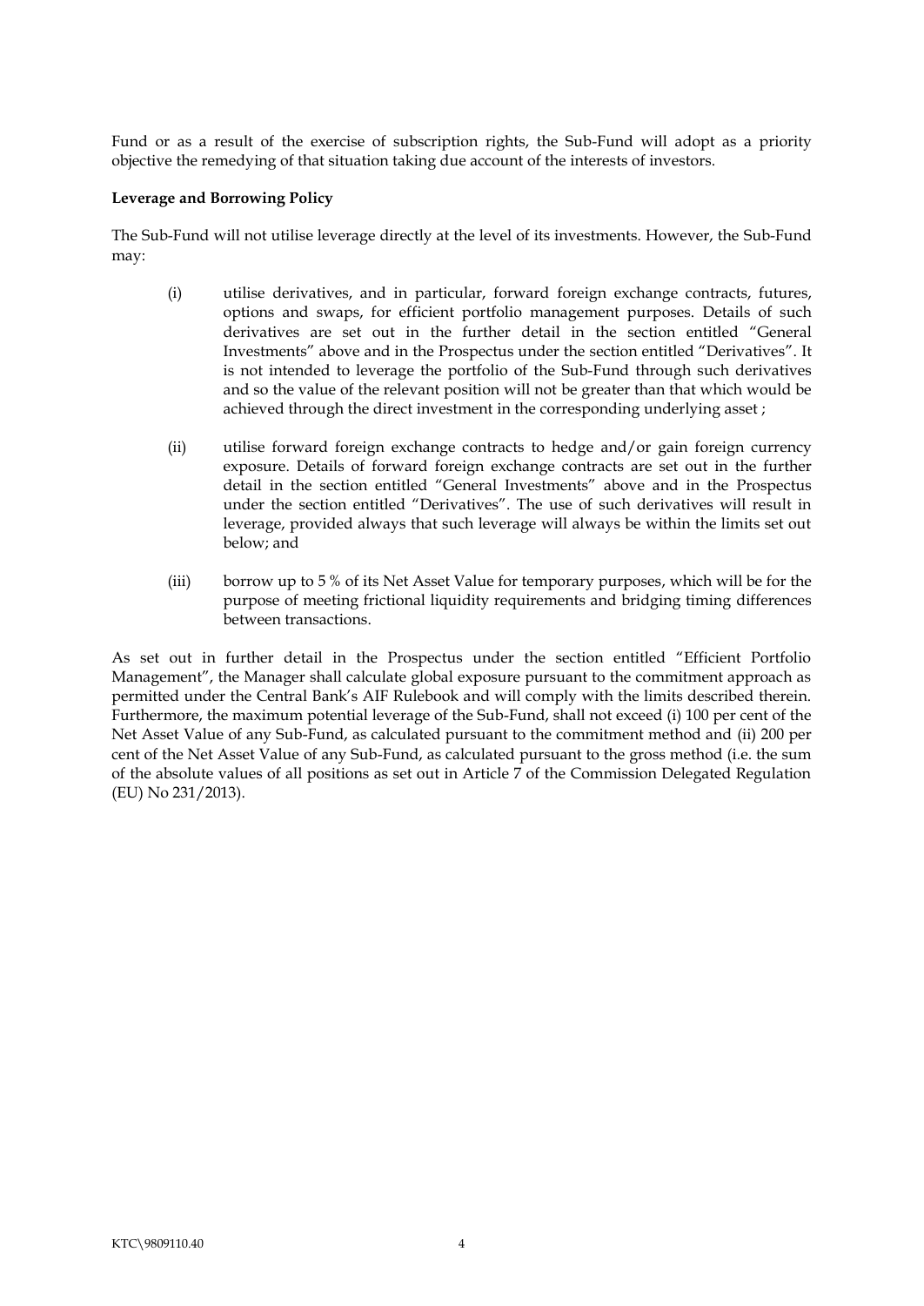Fund or as a result of the exercise of subscription rights, the Sub-Fund will adopt as a priority objective the remedying of that situation taking due account of the interests of investors.

**Leverage and Borrowing Policy**

The Sub-Fund will not utilise leverage directly at the level of its investments. However, the Sub-Fund may:

(i) utilise derivatives, and in particular, forward foreign exchange contracts, futures, options and swaps, for efficient portfolio management purposes. Details of such derivatives are set out in the further detail in the section entitled "General Investments" above and in the Prospectus under the section entitled "Derivatives". It is not intended to leverage the portfolio of the Sub-Fund through such derivatives and so the value of the relevant position will not be greater than that which would be achieved through the direct investment in the corresponding underlying asset ;

(ii) utilise forward foreign exchange contracts to hedge and/or gain foreign currency exposure. Details of forward foreign exchange contracts are set out in the further detail in the section entitled "General Investments" above and in the Prospectus under the section entitled "Derivatives". The use of such derivatives will result in leverage, provided always that such leverage will always be within the limits set out below; and

(iii) borrow up to 5 % of its Net Asset Value for temporary purposes, which will be for the purpose of meeting frictional liquidity requirements and bridging timing differences between transactions.

As set out in further detail in the Prospectus under the section entitled "Efficient Portfolio Management", the Manager shall calculate global exposure pursuant to the commitment approach as permitted under the Central Bank's AIF Rulebook and will comply with the limits described therein. Furthermore, the maximum potential leverage of the Sub-Fund, shall not exceed (i) 100 per cent of the Net Asset Value of any Sub-Fund, as calculated pursuant to the commitment method and (ii) 200 per cent of the Net Asset Value of any Sub-Fund, as calculated pursuant to the gross method (i.e. the sum of the absolute values of all positions as set out in Article 7 of the Commission Delegated Regulation (EU) No 231/2013).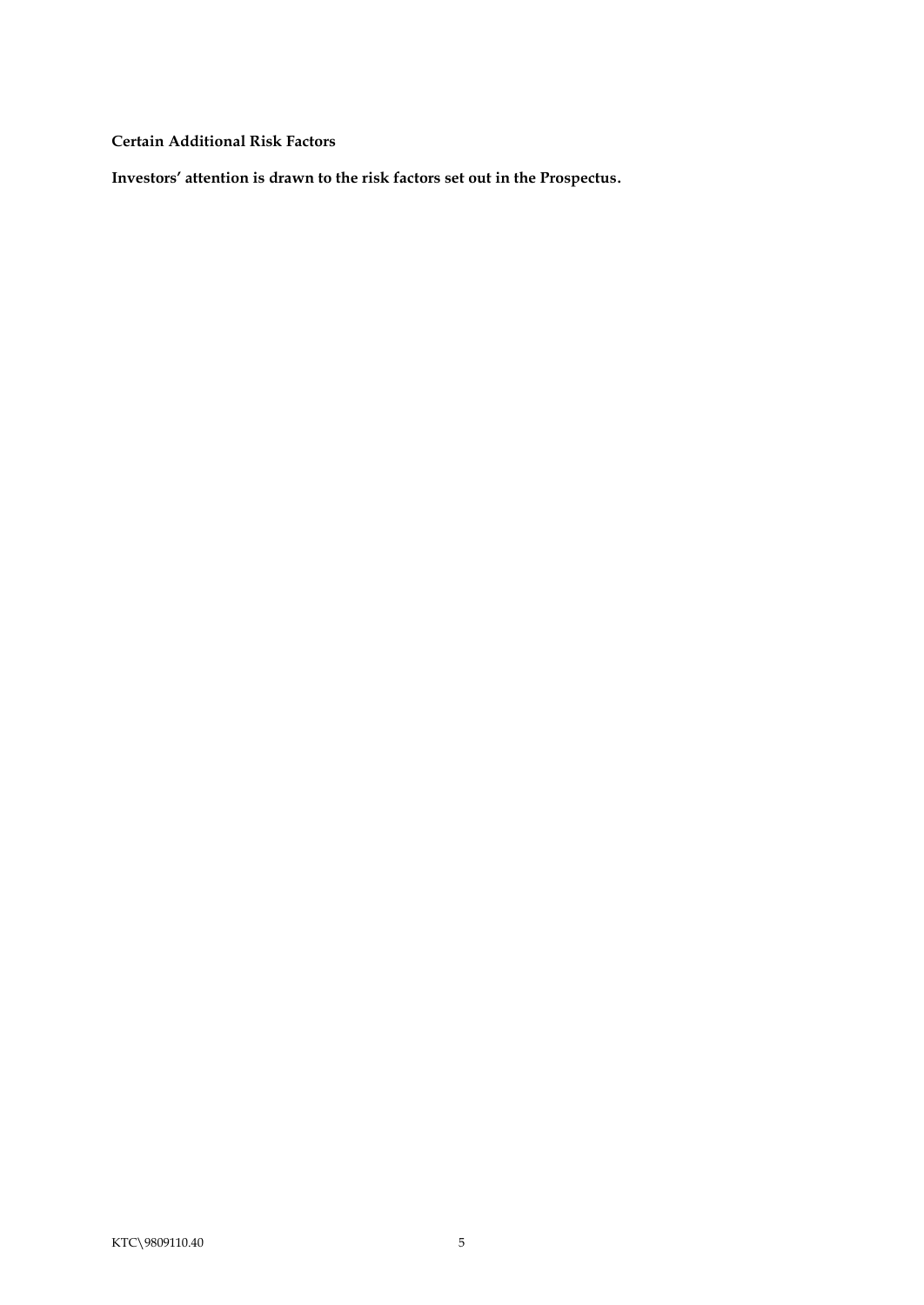**Certain Additional Risk Factors**

**Investors' attention is drawn to the risk factors set out in the Prospectus.**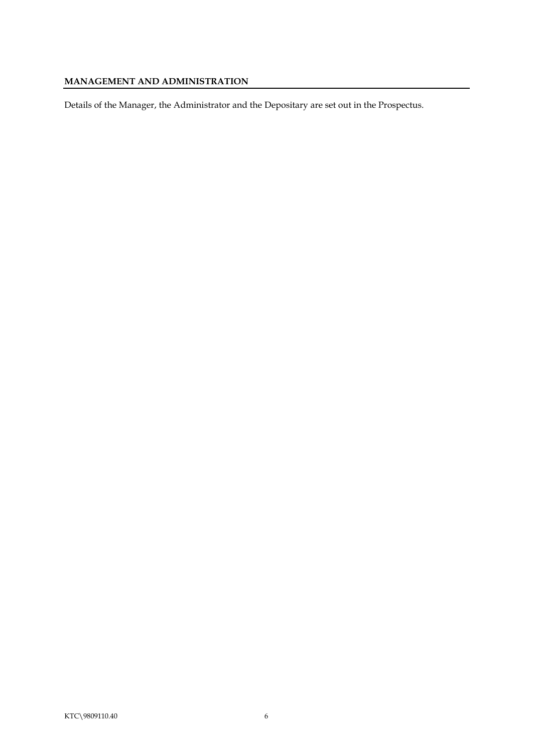## MANAGEMENT AND ADMINISTRATION

Details of the Manager, the Administrator and the Depositary are set out in the Prospectus.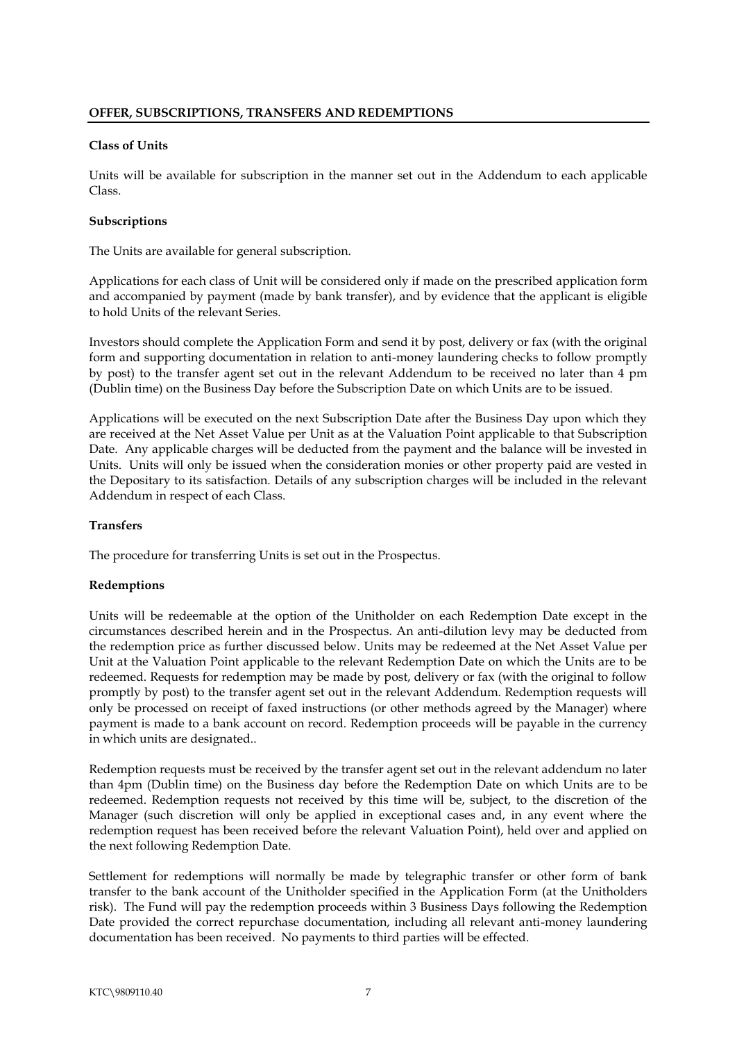## OFFER, SUBSCRIPTIONS, TRANSFERS AND REDEMPTIONS

**Class of Units**

Units will be available for subscription in the manner set out in the Addendum to each applicable Class.

**Subscriptions**

The Units are available for general subscription.

Applications for each class of Unit will be considered only if made on the prescribed application form and accompanied by payment (made by bank transfer), and by evidence that the applicant is eligible to hold Units of the relevant Series.

Investors should complete the Application Form and send it by post, delivery or fax (with the original form and supporting documentation in relation to anti-money laundering checks to follow promptly by post) to the transfer agent set out in the relevant Addendum to be received no later than 4 pm (Dublin time) on the Business Day before the Subscription Date on which Units are to be issued.

Applications will be executed on the next Subscription Date after the Business Day upon which they are received at the Net Asset Value per Unit as at the Valuation Point applicable to that Subscription Date. Any applicable charges will be deducted from the payment and the balance will be invested in Units. Units will only be issued when the consideration monies or other property paid are vested in the Depositary to its satisfaction. Details of any subscription charges will be included in the relevant Addendum in respect of each Class.

**Transfers**

The procedure for transferring Units is set out in the Prospectus.

**Redemptions**

Units will be redeemable at the option of the Unitholder on each Redemption Date except in the circumstances described herein and in the Prospectus. An anti-dilution levy may be deducted from the redemption price as further discussed below. Units may be redeemed at the Net Asset Value per Unit at the Valuation Point applicable to the relevant Redemption Date on which the Units are to be redeemed. Requests for redemption may be made by post, delivery or fax (with the original to follow promptly by post) to the transfer agent set out in the relevant Addendum. Redemption requests will only be processed on receipt of faxed instructions (or other methods agreed by the Manager) where payment is made to a bank account on record. Redemption proceeds will be payable in the currency in which units are designated..

Redemption requests must be received by the transfer agent set out in the relevant addendum no later than 4pm (Dublin time) on the Business day before the Redemption Date on which Units are to be redeemed. Redemption requests not received by this time will be, subject, to the discretion of the Manager (such discretion will only be applied in exceptional cases and, in any event where the redemption request has been received before the relevant Valuation Point), held over and applied on the next following Redemption Date.

Settlement for redemptions will normally be made by telegraphic transfer or other form of bank transfer to the bank account of the Unitholder specified in the Application Form (at the Unitholders risk). The Fund will pay the redemption proceeds within 3 Business Days following the Redemption Date provided the correct repurchase documentation, including all relevant anti-money laundering documentation has been received. No payments to third parties will be effected.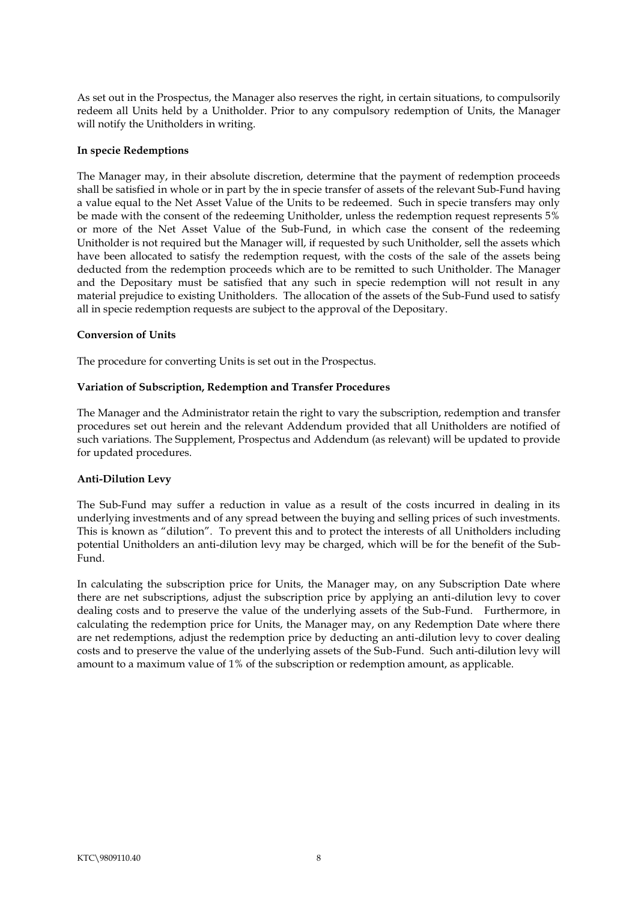As set out in the Prospectus, the Manager also reserves the right, in certain situations, to compulsorily redeem all Units held by a Unitholder. Prior to any compulsory redemption of Units, the Manager will notify the Unitholders in writing.

**In specie Redemptions**

The Manager may, in their absolute discretion, determine that the payment of redemption proceeds shall be satisfied in whole or in part by the in specie transfer of assets of the relevant Sub-Fund having a value equal to the Net Asset Value of the Units to be redeemed. Such in specie transfers may only be made with the consent of the redeeming Unitholder, unless the redemption request represents 5% or more of the Net Asset Value of the Sub-Fund, in which case the consent of the redeeming Unitholder is not required but the Manager will, if requested by such Unitholder, sell the assets which have been allocated to satisfy the redemption request, with the costs of the sale of the assets being deducted from the redemption proceeds which are to be remitted to such Unitholder. The Manager and the Depositary must be satisfied that any such in specie redemption will not result in any material prejudice to existing Unitholders. The allocation of the assets of the Sub-Fund used to satisfy all in specie redemption requests are subject to the approval of the Depositary.

**Conversion of Units**

The procedure for converting Units is set out in the Prospectus.

**Variation of Subscription, Redemption and Transfer Procedures**

The Manager and the Administrator retain the right to vary the subscription, redemption and transfer procedures set out herein and the relevant Addendum provided that all Unitholders are notified of such variations. The Supplement, Prospectus and Addendum (as relevant) will be updated to provide for updated procedures.

**Anti-Dilution Levy**

The Sub-Fund may suffer a reduction in value as a result of the costs incurred in dealing in its underlying investments and of any spread between the buying and selling prices of such investments. This is known as "dilution". To prevent this and to protect the interests of all Unitholders including potential Unitholders an anti-dilution levy may be charged, which will be for the benefit of the Sub-Fund.

In calculating the subscription price for Units, the Manager may, on any Subscription Date where there are net subscriptions, adjust the subscription price by applying an anti-dilution levy to cover dealing costs and to preserve the value of the underlying assets of the Sub-Fund. Furthermore, in calculating the redemption price for Units, the Manager may, on any Redemption Date where there are net redemptions, adjust the redemption price by deducting an anti-dilution levy to cover dealing costs and to preserve the value of the underlying assets of the Sub-Fund. Such anti-dilution levy will amount to a maximum value of 1% of the subscription or redemption amount, as applicable.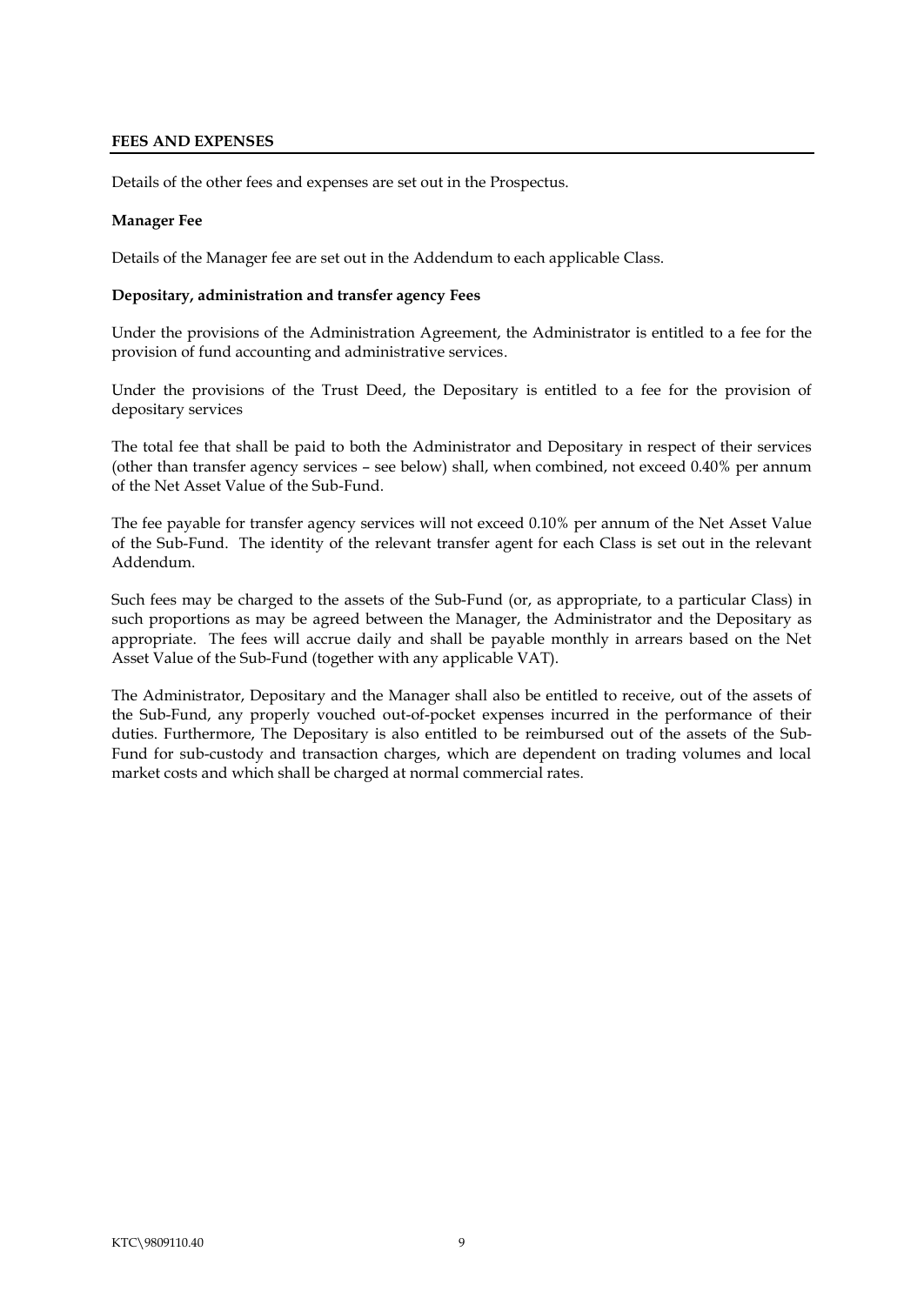## FEES AND EXPENSES

Details of the other fees and expenses are set out in the Prospectus.

### Manager Fee

Details of the Manager fee are set out in the Addendum to each applicable Class.

### Depositary, administration and transfer agency Fees

Under the provisions of the Administration Agreement, the Administrator is entitled to a fee for the provision of fund accounting and administrative services.

Under the provisions of the Trust Deed, the Depositary is entitled to a fee for the provision of depositary services

The total fee that shall be paid to both the Administrator and Depositary in respect of their services (other than transfer agency services – see below) shall, when combined, not exceed 0.40% per annum of the Net Asset Value of the Sub-Fund.

The fee payable for transfer agency services will not exceed 0.10% per annum of the Net Asset Value of the Sub-Fund. The identity of the relevant transfer agent for each Class is set out in the relevant Addendum.

Such fees may be charged to the assets of the Sub-Fund (or, as appropriate, to a particular Class) in such proportions as may be agreed between the Manager, the Administrator and the Depositary as appropriate. The fees will accrue daily and shall be payable monthly in arrears based on the Net Asset Value of the Sub-Fund (together with any applicable VAT).

The Administrator, Depositary and the Manager shall also be entitled to receive, out of the assets of the Sub-Fund, any properly vouched out-of-pocket expenses incurred in the performance of their duties. Furthermore, The Depositary is also entitled to be reimbursed out of the assets of the Sub-Fund for sub-custody and transaction charges, which are dependent on trading volumes and local market costs and which shall be charged at normal commercial rates.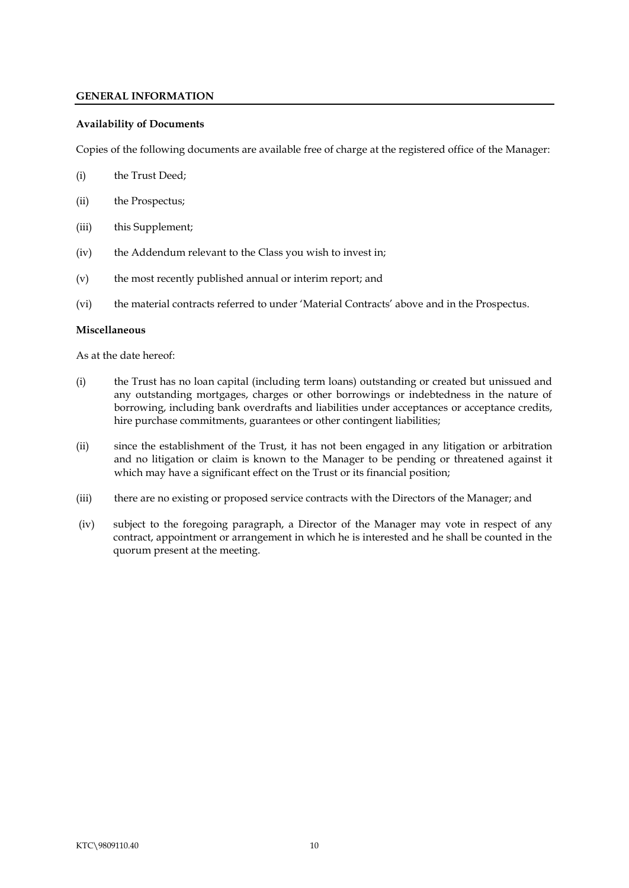## GENERAL INFORMATION

### Availability of Documents

Copies of the following documents are available free of charge at the registered office of the Manager:

(i) the Trust Deed;

(ii) the Prospectus;

(iii) this Supplement;

(iv) the Addendum relevant to the Class you wish to invest in;

(v) the most recently published annual or interim report; and

(vi) the material contracts referred to under 'Material Contracts' above and in the Prospectus.

### Miscellaneous

As at the date hereof:

(i) the Trust has no loan capital (including term loans) outstanding or created but unissued and any outstanding mortgages, charges or other borrowings or indebtedness in the nature of borrowing, including bank overdrafts and liabilities under acceptances or acceptance credits, hire purchase commitments, guarantees or other contingent liabilities;

(ii) since the establishment of the Trust, it has not been engaged in any litigation or arbitration and no litigation or claim is known to the Manager to be pending or threatened against it which may have a significant effect on the Trust or its financial position;

(iii) there are no existing or proposed service contracts with the Directors of the Manager; and

(iv) subject to the foregoing paragraph, a Director of the Manager may vote in respect of any contract, appointment or arrangement in which he is interested and he shall be counted in the quorum present at the meeting.